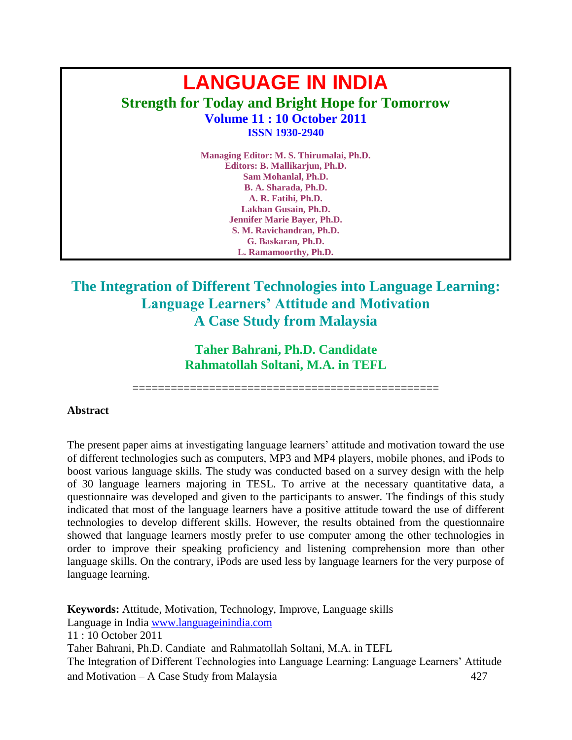# LANGUAGE IN INDIA

**Strength for Today and Bright Hope for Tomorrow**

**Volume 11 : 10 October 2011**

**ISSN 1930-2940**

**Managing Editor: M. S. Thirumalai, Ph.D.**
**Editors: B. Mallikarjun, Ph.D.**
**Sam Mohanlal, Ph.D.**
**B. A. Sharada, Ph.D.**
**A. R. Fatihi, Ph.D.**
**Lakhan Gusain, Ph.D.**
**Jennifer Marie Bayer, Ph.D.**
**S. M. Ravichandran, Ph.D.**
**G. Baskaran, Ph.D.**
**L. Ramamoorthy, Ph.D.**

## The Integration of Different Technologies into Language Learning: Language Learners' Attitude and Motivation A Case Study from Malaysia

**Taher Bahrani, Ph.D. Candidate**
**Rahmatollah Soltani, M.A. in TEFL**

================================================

### Abstract

The present paper aims at investigating language learners' attitude and motivation toward the use of different technologies such as computers, MP3 and MP4 players, mobile phones, and iPods to boost various language skills. The study was conducted based on a survey design with the help of 30 language learners majoring in TESL. To arrive at the necessary quantitative data, a questionnaire was developed and given to the participants to answer. The findings of this study indicated that most of the language learners have a positive attitude toward the use of different technologies to develop different skills. However, the results obtained from the questionnaire showed that language learners mostly prefer to use computer among the other technologies in order to improve their speaking proficiency and listening comprehension more than other language skills. On the contrary, iPods are used less by language learners for the very purpose of language learning.

**Keywords:** Attitude, Motivation, Technology, Improve, Language skills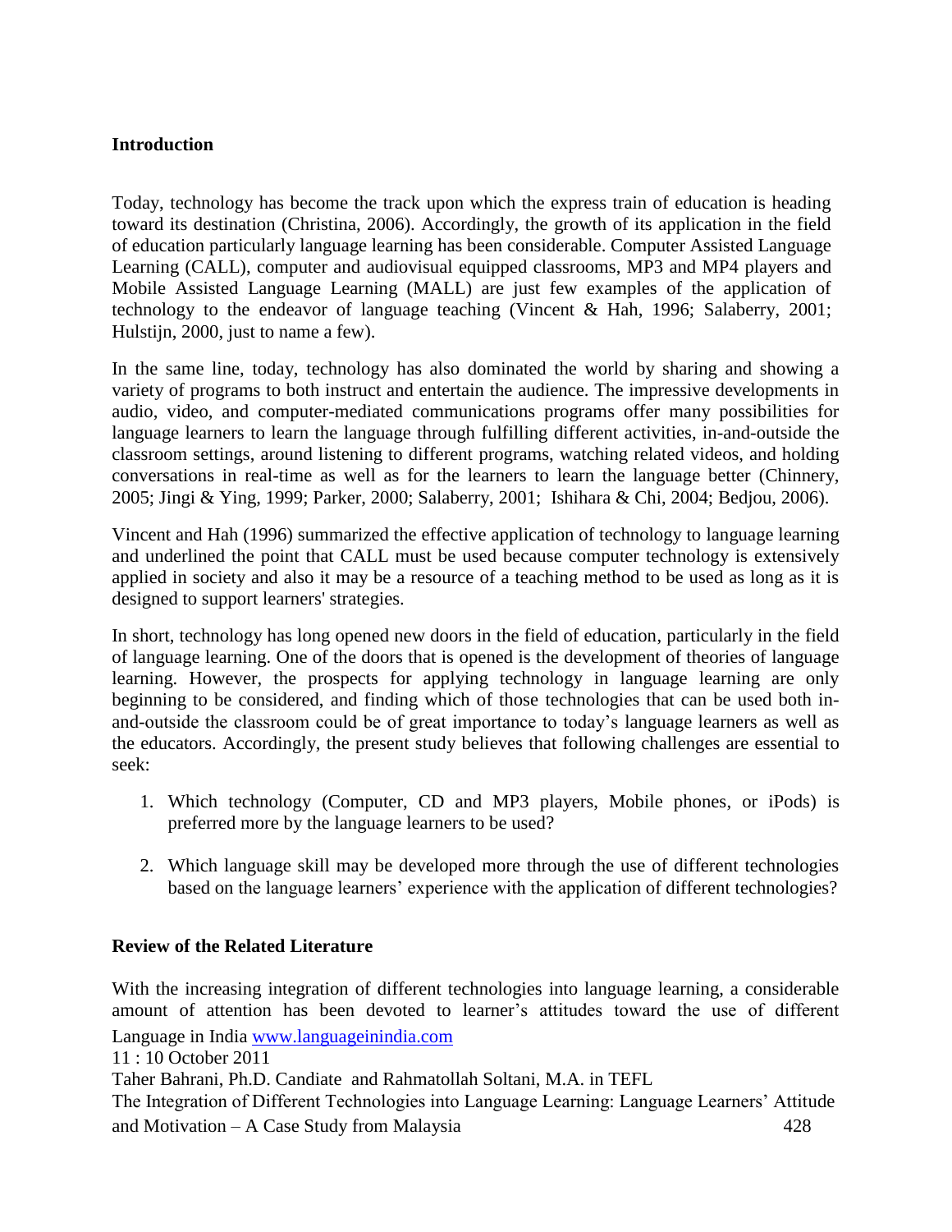## Introduction

Today, technology has become the track upon which the express train of education is heading toward its destination (Christina, 2006). Accordingly, the growth of its application in the field of education particularly language learning has been considerable. Computer Assisted Language Learning (CALL), computer and audiovisual equipped classrooms, MP3 and MP4 players and Mobile Assisted Language Learning (MALL) are just few examples of the application of technology to the endeavor of language teaching (Vincent & Hah, 1996; Salaberry, 2001; Hulstijn, 2000, just to name a few).

In the same line, today, technology has also dominated the world by sharing and showing a variety of programs to both instruct and entertain the audience. The impressive developments in audio, video, and computer-mediated communications programs offer many possibilities for language learners to learn the language through fulfilling different activities, in-and-outside the classroom settings, around listening to different programs, watching related videos, and holding conversations in real-time as well as for the learners to learn the language better (Chinnery, 2005; Jingi & Ying, 1999; Parker, 2000; Salaberry, 2001; Ishihara & Chi, 2004; Bedjou, 2006).

Vincent and Hah (1996) summarized the effective application of technology to language learning and underlined the point that CALL must be used because computer technology is extensively applied in society and also it may be a resource of a teaching method to be used as long as it is designed to support learners' strategies.

In short, technology has long opened new doors in the field of education, particularly in the field of language learning. One of the doors that is opened is the development of theories of language learning. However, the prospects for applying technology in language learning are only beginning to be considered, and finding which of those technologies that can be used both in-and-outside the classroom could be of great importance to today's language learners as well as the educators. Accordingly, the present study believes that following challenges are essential to seek:

1. Which technology (Computer, CD and MP3 players, Mobile phones, or iPods) is preferred more by the language learners to be used?
2. Which language skill may be developed more through the use of different technologies based on the language learners' experience with the application of different technologies?

## Review of the Related Literature

With the increasing integration of different technologies into language learning, a considerable amount of attention has been devoted to learner's attitudes toward the use of different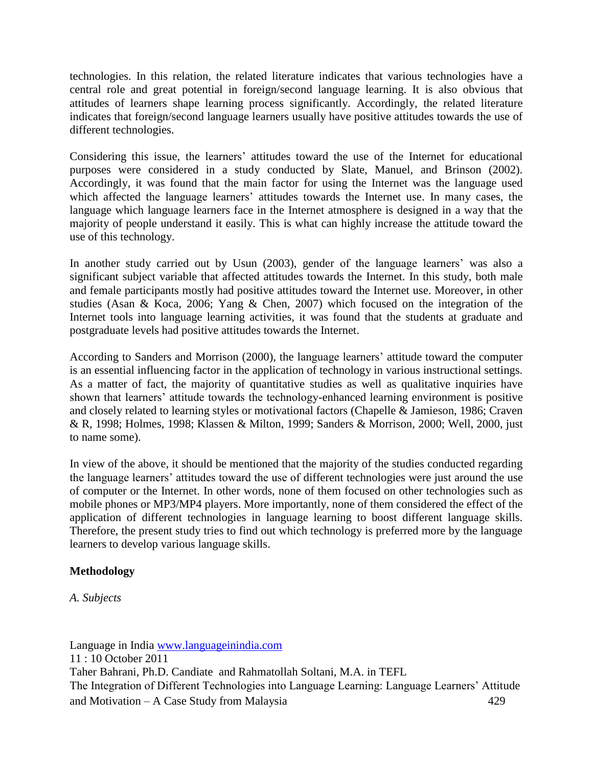technologies. In this relation, the related literature indicates that various technologies have a central role and great potential in foreign/second language learning. It is also obvious that attitudes of learners shape learning process significantly. Accordingly, the related literature indicates that foreign/second language learners usually have positive attitudes towards the use of different technologies.

Considering this issue, the learners' attitudes toward the use of the Internet for educational purposes were considered in a study conducted by Slate, Manuel, and Brinson (2002). Accordingly, it was found that the main factor for using the Internet was the language used which affected the language learners' attitudes towards the Internet use. In many cases, the language which language learners face in the Internet atmosphere is designed in a way that the majority of people understand it easily. This is what can highly increase the attitude toward the use of this technology.

In another study carried out by Usun (2003), gender of the language learners' was also a significant subject variable that affected attitudes towards the Internet. In this study, both male and female participants mostly had positive attitudes toward the Internet use. Moreover, in other studies (Asan & Koca, 2006; Yang & Chen, 2007) which focused on the integration of the Internet tools into language learning activities, it was found that the students at graduate and postgraduate levels had positive attitudes towards the Internet.

According to Sanders and Morrison (2000), the language learners' attitude toward the computer is an essential influencing factor in the application of technology in various instructional settings. As a matter of fact, the majority of quantitative studies as well as qualitative inquiries have shown that learners' attitude towards the technology-enhanced learning environment is positive and closely related to learning styles or motivational factors (Chapelle & Jamieson, 1986; Craven & R, 1998; Holmes, 1998; Klassen & Milton, 1999; Sanders & Morrison, 2000; Well, 2000, just to name some).

In view of the above, it should be mentioned that the majority of the studies conducted regarding the language learners' attitudes toward the use of different technologies were just around the use of computer or the Internet. In other words, none of them focused on other technologies such as mobile phones or MP3/MP4 players. More importantly, none of them considered the effect of the application of different technologies in language learning to boost different language skills. Therefore, the present study tries to find out which technology is preferred more by the language learners to develop various language skills.

## Methodology

*A. Subjects*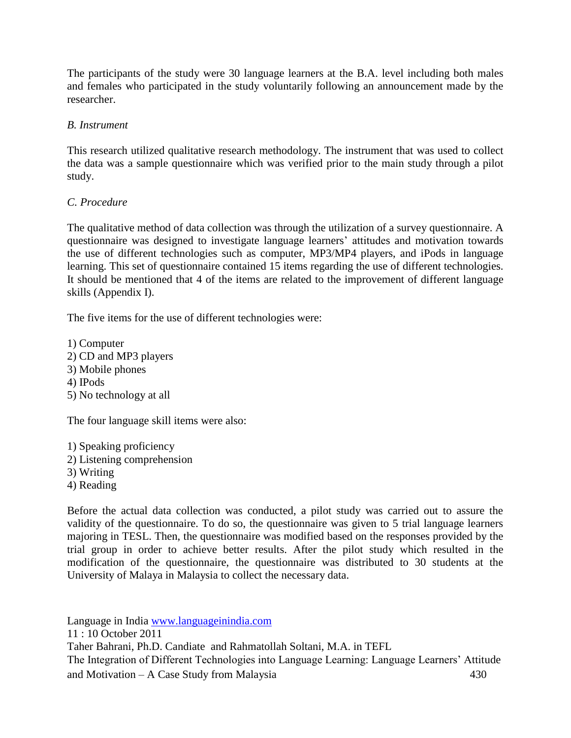The participants of the study were 30 language learners at the B.A. level including both males and females who participated in the study voluntarily following an announcement made by the researcher.

### *B. Instrument*

This research utilized qualitative research methodology. The instrument that was used to collect the data was a sample questionnaire which was verified prior to the main study through a pilot study.

### *C. Procedure*

The qualitative method of data collection was through the utilization of a survey questionnaire. A questionnaire was designed to investigate language learners' attitudes and motivation towards the use of different technologies such as computer, MP3/MP4 players, and iPods in language learning. This set of questionnaire contained 15 items regarding the use of different technologies. It should be mentioned that 4 of the items are related to the improvement of different language skills (Appendix I).

The five items for the use of different technologies were:

1) Computer
2) CD and MP3 players
3) Mobile phones
4) IPods
5) No technology at all

The four language skill items were also:

1) Speaking proficiency
2) Listening comprehension
3) Writing
4) Reading

Before the actual data collection was conducted, a pilot study was carried out to assure the validity of the questionnaire. To do so, the questionnaire was given to 5 trial language learners majoring in TESL. Then, the questionnaire was modified based on the responses provided by the trial group in order to achieve better results. After the pilot study which resulted in the modification of the questionnaire, the questionnaire was distributed to 30 students at the University of Malaya in Malaysia to collect the necessary data.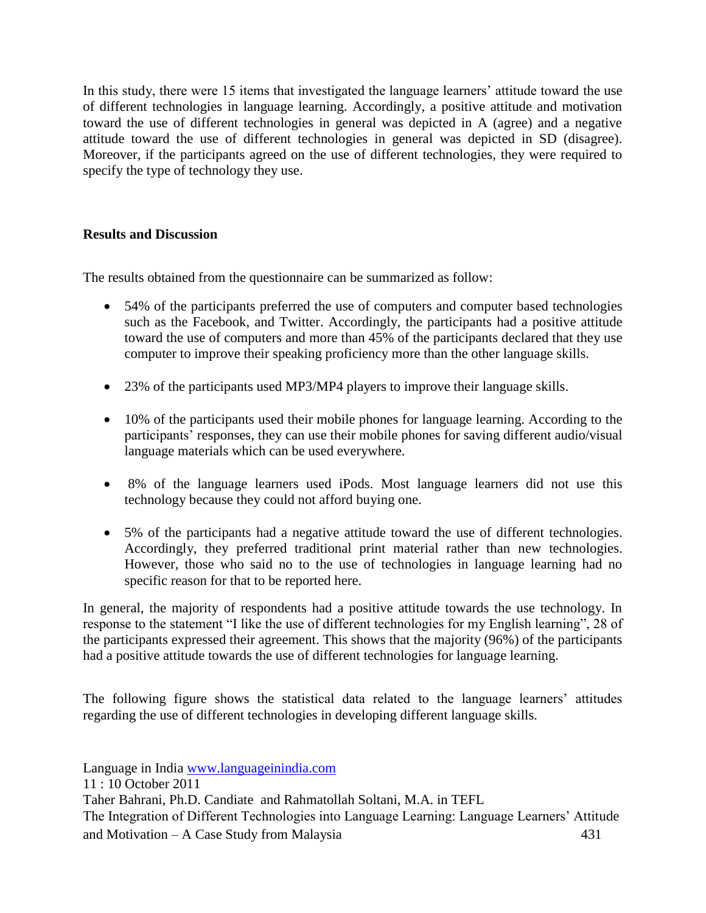In this study, there were 15 items that investigated the language learners' attitude toward the use of different technologies in language learning. Accordingly, a positive attitude and motivation toward the use of different technologies in general was depicted in A (agree) and a negative attitude toward the use of different technologies in general was depicted in SD (disagree). Moreover, if the participants agreed on the use of different technologies, they were required to specify the type of technology they use.

**Results and Discussion**

The results obtained from the questionnaire can be summarized as follow:

- 54% of the participants preferred the use of computers and computer based technologies such as the Facebook, and Twitter. Accordingly, the participants had a positive attitude toward the use of computers and more than 45% of the participants declared that they use computer to improve their speaking proficiency more than the other language skills.
- 23% of the participants used MP3/MP4 players to improve their language skills.
- 10% of the participants used their mobile phones for language learning. According to the participants' responses, they can use their mobile phones for saving different audio/visual language materials which can be used everywhere.
- 8% of the language learners used iPods. Most language learners did not use this technology because they could not afford buying one.
- 5% of the participants had a negative attitude toward the use of different technologies. Accordingly, they preferred traditional print material rather than new technologies. However, those who said no to the use of technologies in language learning had no specific reason for that to be reported here.

In general, the majority of respondents had a positive attitude towards the use technology. In response to the statement "I like the use of different technologies for my English learning", 28 of the participants expressed their agreement. This shows that the majority (96%) of the participants had a positive attitude towards the use of different technologies for language learning.

The following figure shows the statistical data related to the language learners' attitudes regarding the use of different technologies in developing different language skills.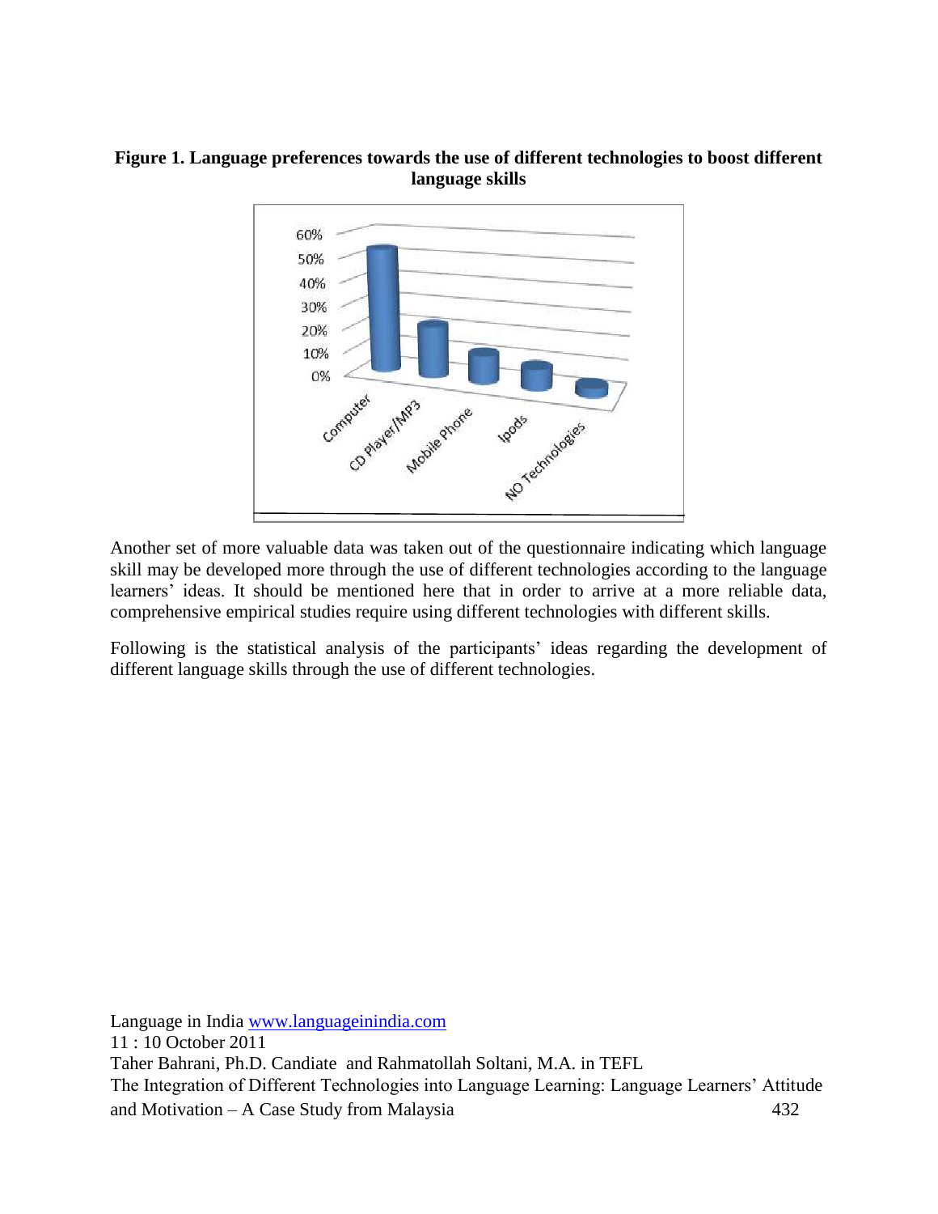**Figure 1. Language preferences towards the use of different technologies to boost different language skills**

Another set of more valuable data was taken out of the questionnaire indicating which language skill may be developed more through the use of different technologies according to the language learners' ideas. It should be mentioned here that in order to arrive at a more reliable data, comprehensive empirical studies require using different technologies with different skills.

Following is the statistical analysis of the participants' ideas regarding the development of different language skills through the use of different technologies.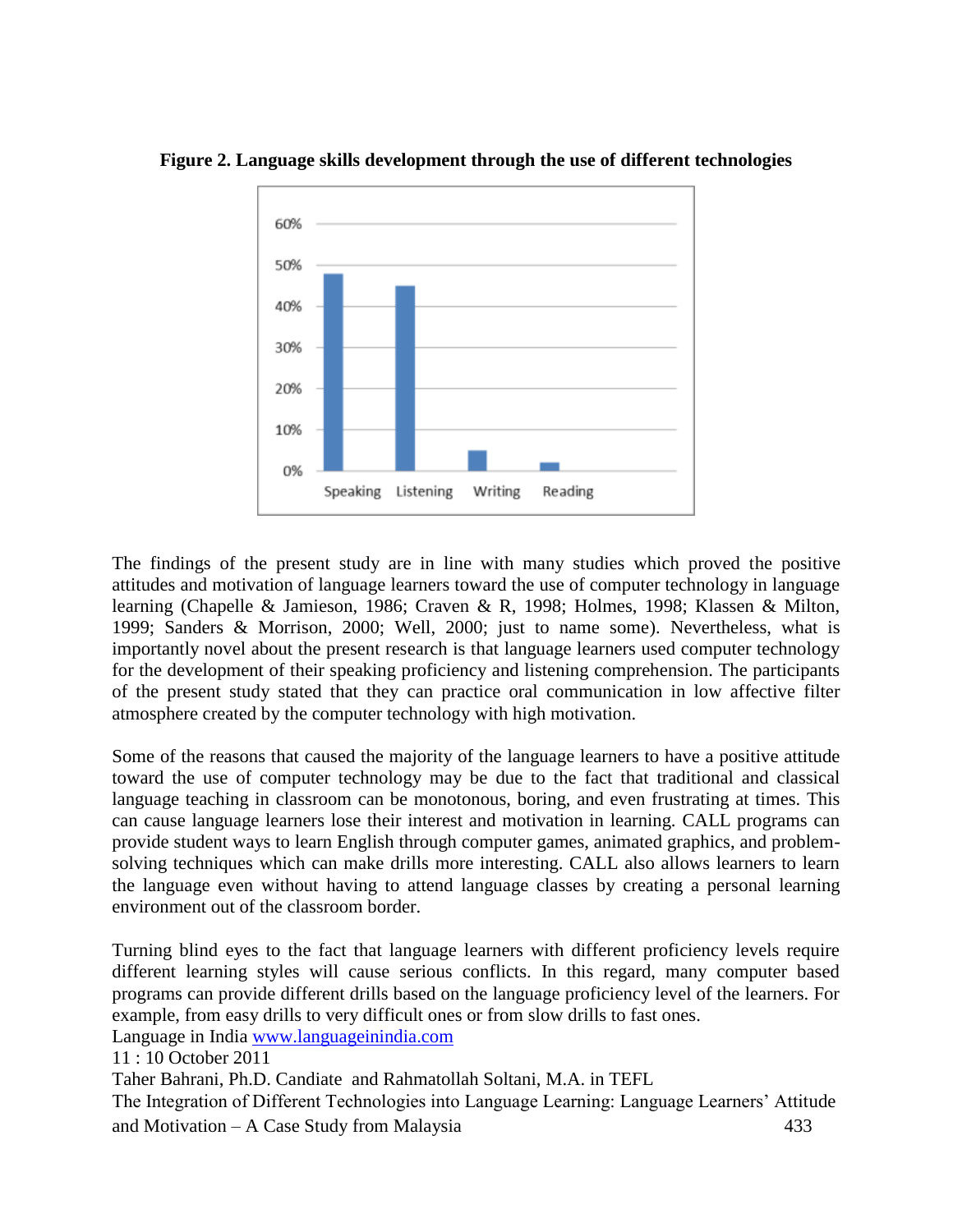**Figure 2. Language skills development through the use of different technologies**

The findings of the present study are in line with many studies which proved the positive attitudes and motivation of language learners toward the use of computer technology in language learning (Chapelle & Jamieson, 1986; Craven & R, 1998; Holmes, 1998; Klassen & Milton, 1999; Sanders & Morrison, 2000; Well, 2000; just to name some). Nevertheless, what is importantly novel about the present research is that language learners used computer technology for the development of their speaking proficiency and listening comprehension. The participants of the present study stated that they can practice oral communication in low affective filter atmosphere created by the computer technology with high motivation.

Some of the reasons that caused the majority of the language learners to have a positive attitude toward the use of computer technology may be due to the fact that traditional and classical language teaching in classroom can be monotonous, boring, and even frustrating at times. This can cause language learners lose their interest and motivation in learning. CALL programs can provide student ways to learn English through computer games, animated graphics, and problem-solving techniques which can make drills more interesting. CALL also allows learners to learn the language even without having to attend language classes by creating a personal learning environment out of the classroom border.

Turning blind eyes to the fact that language learners with different proficiency levels require different learning styles will cause serious conflicts. In this regard, many computer based programs can provide different drills based on the language proficiency level of the learners. For example, from easy drills to very difficult ones or from slow drills to fast ones.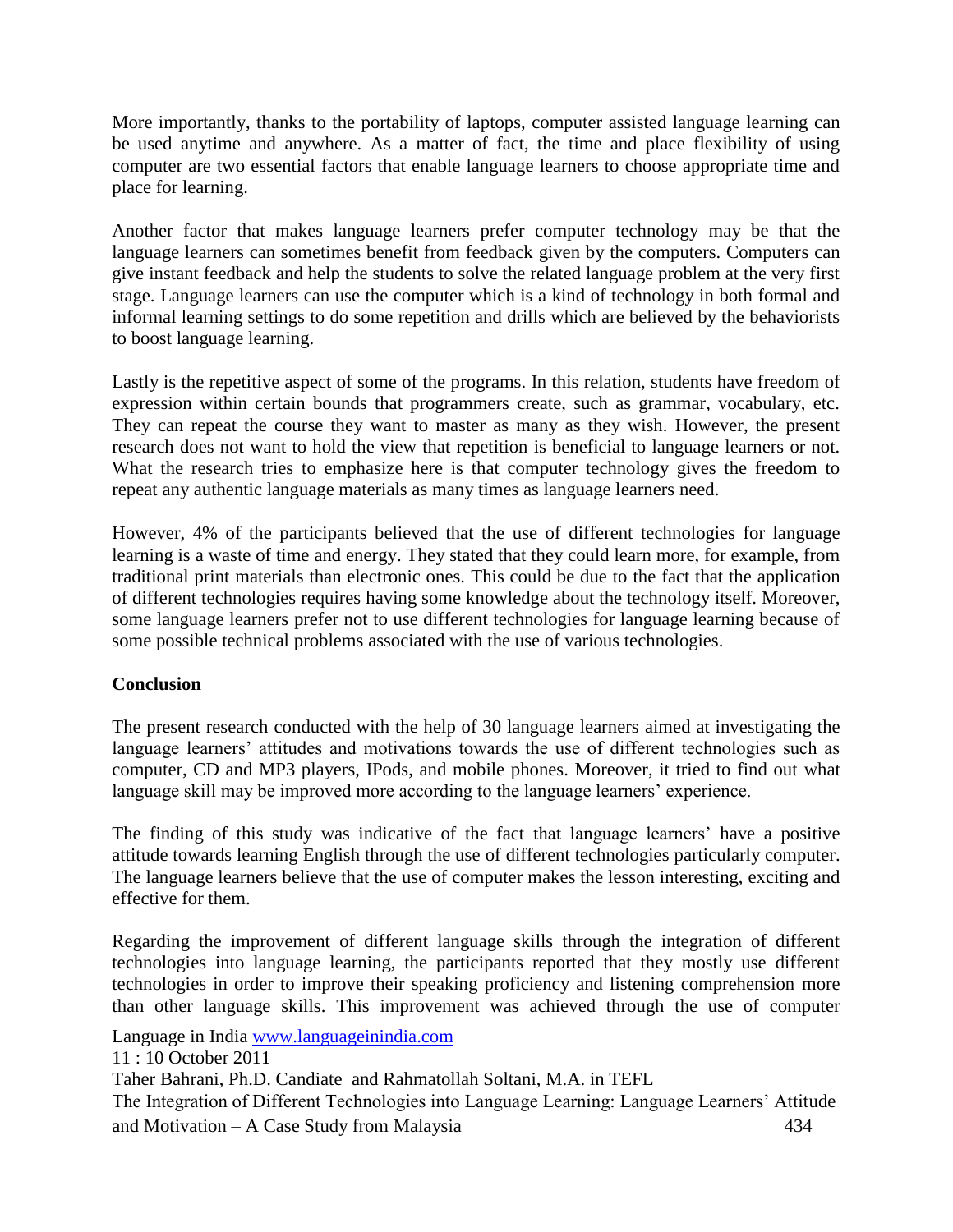More importantly, thanks to the portability of laptops, computer assisted language learning can be used anytime and anywhere. As a matter of fact, the time and place flexibility of using computer are two essential factors that enable language learners to choose appropriate time and place for learning.

Another factor that makes language learners prefer computer technology may be that the language learners can sometimes benefit from feedback given by the computers. Computers can give instant feedback and help the students to solve the related language problem at the very first stage. Language learners can use the computer which is a kind of technology in both formal and informal learning settings to do some repetition and drills which are believed by the behaviorists to boost language learning.

Lastly is the repetitive aspect of some of the programs. In this relation, students have freedom of expression within certain bounds that programmers create, such as grammar, vocabulary, etc. They can repeat the course they want to master as many as they wish. However, the present research does not want to hold the view that repetition is beneficial to language learners or not. What the research tries to emphasize here is that computer technology gives the freedom to repeat any authentic language materials as many times as language learners need.

However, 4% of the participants believed that the use of different technologies for language learning is a waste of time and energy. They stated that they could learn more, for example, from traditional print materials than electronic ones. This could be due to the fact that the application of different technologies requires having some knowledge about the technology itself. Moreover, some language learners prefer not to use different technologies for language learning because of some possible technical problems associated with the use of various technologies.

**Conclusion**

The present research conducted with the help of 30 language learners aimed at investigating the language learners' attitudes and motivations towards the use of different technologies such as computer, CD and MP3 players, IPods, and mobile phones. Moreover, it tried to find out what language skill may be improved more according to the language learners' experience.

The finding of this study was indicative of the fact that language learners' have a positive attitude towards learning English through the use of different technologies particularly computer. The language learners believe that the use of computer makes the lesson interesting, exciting and effective for them.

Regarding the improvement of different language skills through the integration of different technologies into language learning, the participants reported that they mostly use different technologies in order to improve their speaking proficiency and listening comprehension more than other language skills. This improvement was achieved through the use of computer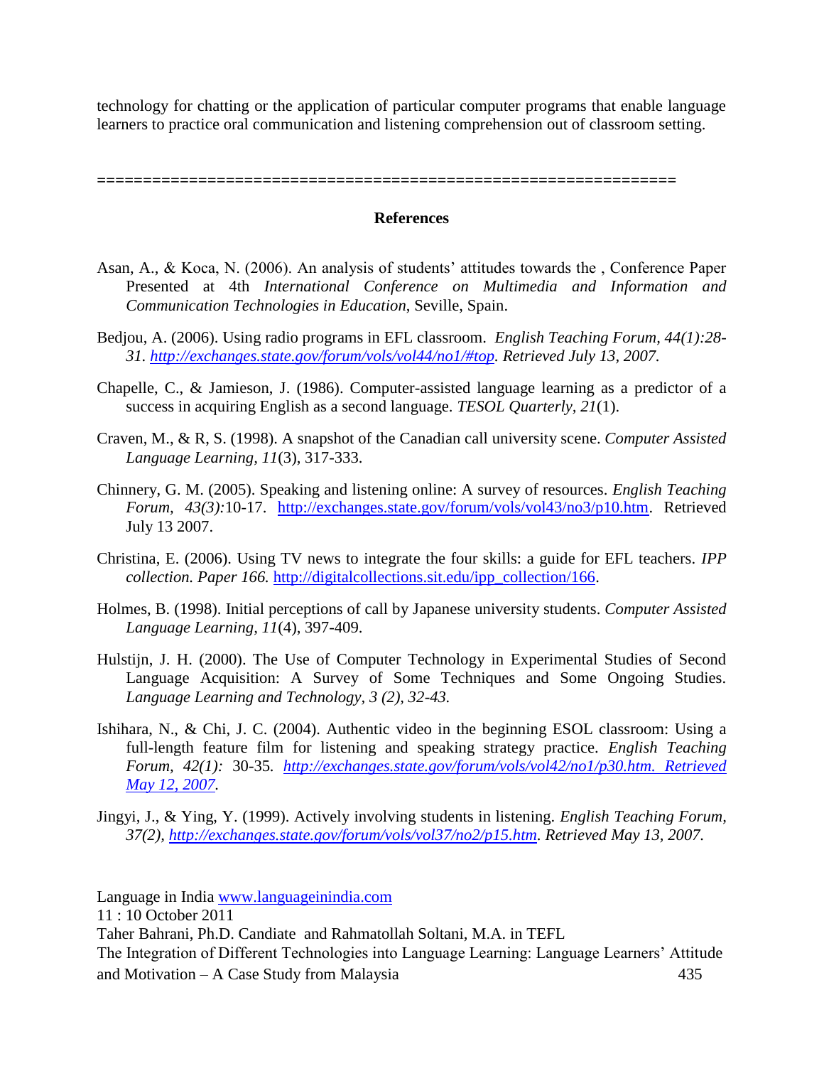technology for chatting or the application of particular computer programs that enable language learners to practice oral communication and listening comprehension out of classroom setting.

==============================================================

**References**

Asan, A., & Koca, N. (2006). An analysis of students' attitudes towards the , Conference Paper Presented at 4th *International Conference on Multimedia and Information and Communication Technologies in Education*, Seville, Spain.

Bedjou, A. (2006). Using radio programs in EFL classroom. *English Teaching Forum, 44(1):28-31. http://exchanges.state.gov/forum/vols/vol44/no1/#top. Retrieved July 13, 2007.*

Chapelle, C., & Jamieson, J. (1986). Computer-assisted language learning as a predictor of a success in acquiring English as a second language. *TESOL Quarterly, 21*(1).

Craven, M., & R, S. (1998). A snapshot of the Canadian call university scene. *Computer Assisted Language Learning*, *11*(3), 317-333.

Chinnery, G. M. (2005). Speaking and listening online: A survey of resources. *English Teaching Forum, 43(3):*10-17. http://exchanges.state.gov/forum/vols/vol43/no3/p10.htm. Retrieved July 13 2007.

Christina, E. (2006). Using TV news to integrate the four skills: a guide for EFL teachers. *IPP collection. Paper 166.* http://digitalcollections.sit.edu/ipp_collection/166.

Holmes, B. (1998). Initial perceptions of call by Japanese university students. *Computer Assisted Language Learning*, *11*(4), 397-409.

Hulstijn, J. H. (2000). The Use of Computer Technology in Experimental Studies of Second Language Acquisition: A Survey of Some Techniques and Some Ongoing Studies. *Language Learning and Technology, 3 (2), 32-43.*

Ishihara, N., & Chi, J. C. (2004). Authentic video in the beginning ESOL classroom: Using a full-length feature film for listening and speaking strategy practice. *English Teaching Forum, 42(1):* 30-35. *http://exchanges.state.gov/forum/vols/vol42/no1/p30.htm. Retrieved May 12, 2007.*

Jingyi, J., & Ying, Y. (1999). Actively involving students in listening. *English Teaching Forum, 37(2), http://exchanges.state.gov/forum/vols/vol37/no2/p15.htm. Retrieved May 13, 2007.*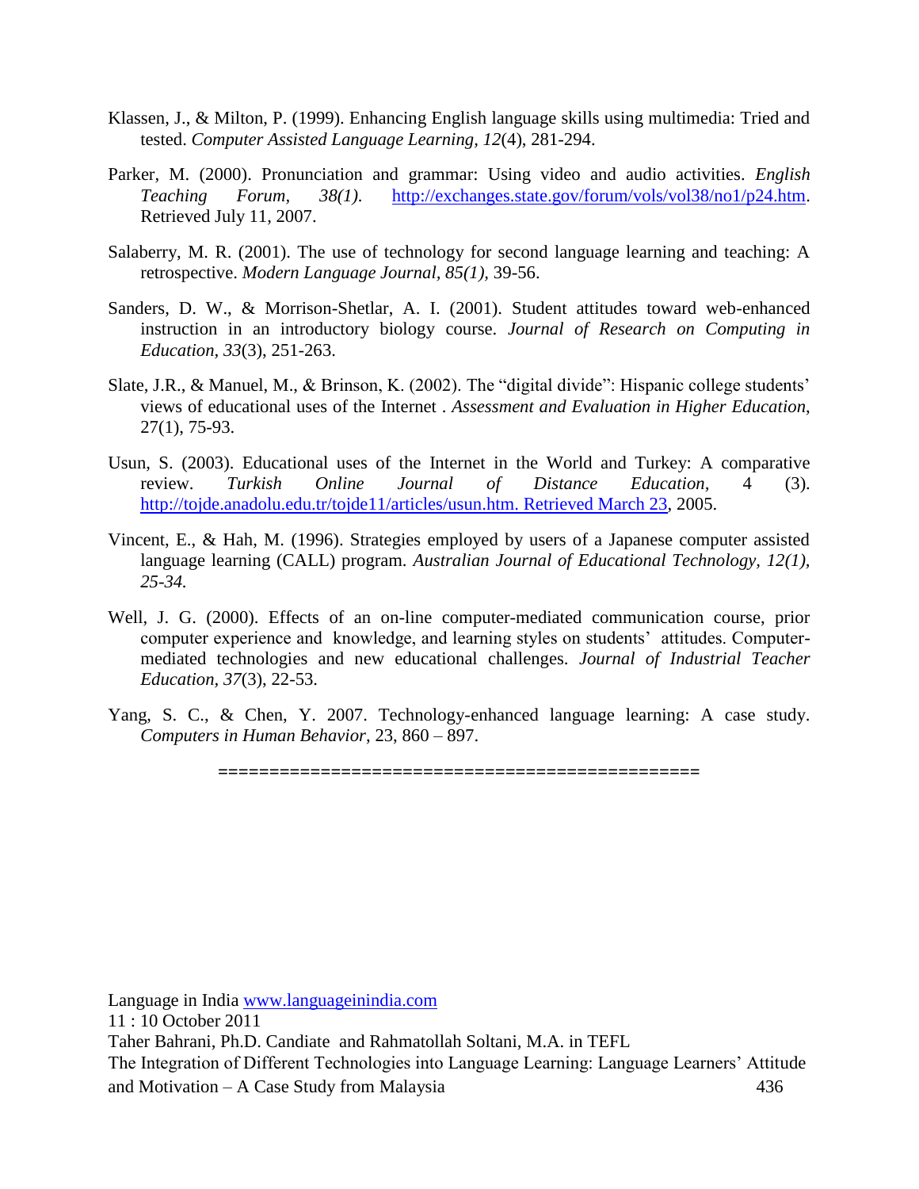Klassen, J., & Milton, P. (1999). Enhancing English language skills using multimedia: Tried and tested. *Computer Assisted Language Learning, 12*(4), 281-294.

Parker, M. (2000). Pronunciation and grammar: Using video and audio activities. *English Teaching Forum, 38(1).* http://exchanges.state.gov/forum/vols/vol38/no1/p24.htm. Retrieved July 11, 2007.

Salaberry, M. R. (2001). The use of technology for second language learning and teaching: A retrospective. *Modern Language Journal, 85(1),* 39-56.

Sanders, D. W., & Morrison-Shetlar, A. I. (2001). Student attitudes toward web-enhanced instruction in an introductory biology course. *Journal of Research on Computing in Education, 33*(3), 251-263.

Slate, J.R., & Manuel, M., & Brinson, K. (2002). The "digital divide": Hispanic college students' views of educational uses of the Internet . *Assessment and Evaluation in Higher Education*, 27(1), 75-93.

Usun, S. (2003). Educational uses of the Internet in the World and Turkey: A comparative review. *Turkish Online Journal of Distance Education*, 4 (3). http://tojde.anadolu.edu.tr/tojde11/articles/usun.htm. Retrieved March 23, 2005.

Vincent, E., & Hah, M. (1996). Strategies employed by users of a Japanese computer assisted language learning (CALL) program. *Australian Journal of Educational Technology, 12(1), 25-34.*

Well, J. G. (2000). Effects of an on-line computer-mediated communication course, prior computer experience and knowledge, and learning styles on students' attitudes. Computer-mediated technologies and new educational challenges. *Journal of Industrial Teacher Education, 37*(3), 22-53.

Yang, S. C., & Chen, Y. 2007. Technology-enhanced language learning: A case study. *Computers in Human Behavior*, 23, 860 – 897.

==============================================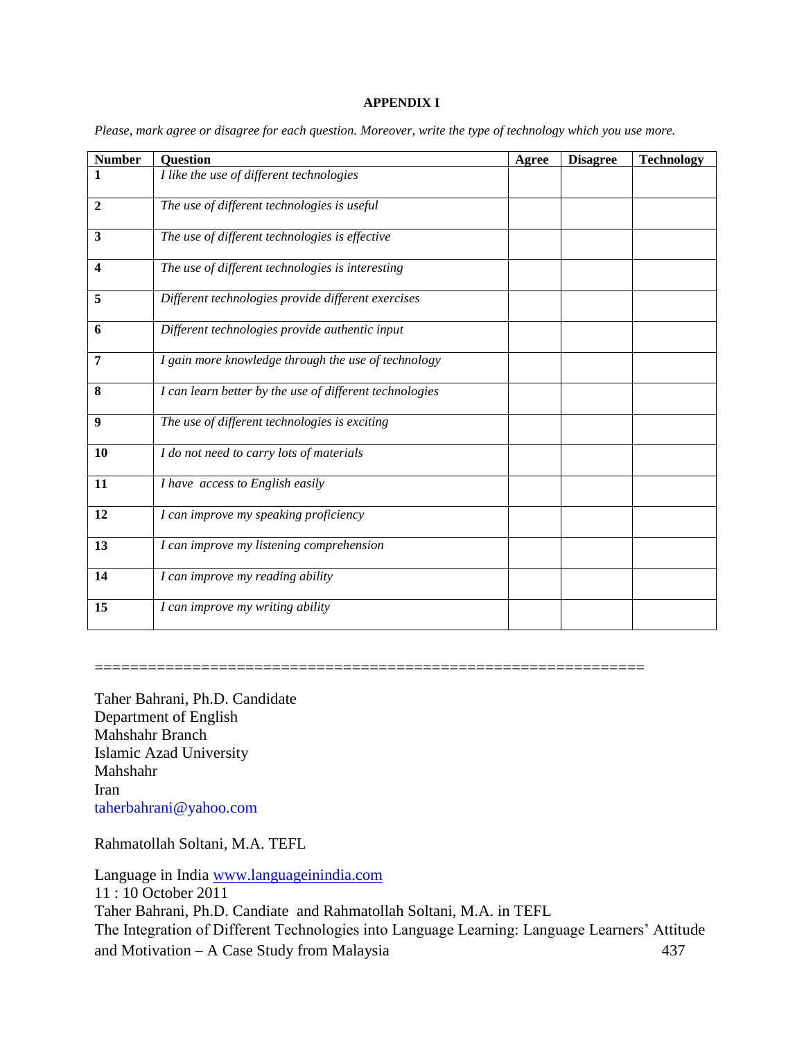**APPENDIX I**

*Please, mark agree or disagree for each question. Moreover, write the type of technology which you use more.*

| Number | Question | Agree | Disagree | Technology |
|---|---|---|---|---|
| **1** | *I like the use of different technologies* | | | |
| **2** | *The use of different technologies is useful* | | | |
| **3** | *The use of different technologies is effective* | | | |
| **4** | *The use of different technologies is interesting* | | | |
| **5** | *Different technologies provide different exercises* | | | |
| **6** | *Different technologies provide authentic input* | | | |
| **7** | *I gain more knowledge through the use of technology* | | | |
| **8** | *I can learn better by the use of different technologies* | | | |
| **9** | *The use of different technologies is exciting* | | | |
| **10** | *I do not need to carry lots of materials* | | | |
| **11** | *I have access to English easily* | | | |
| **12** | *I can improve my speaking proficiency* | | | |
| **13** | *I can improve my listening comprehension* | | | |
| **14** | *I can improve my reading ability* | | | |
| **15** | *I can improve my writing ability* | | | |

==============================================================

Taher Bahrani, Ph.D. Candidate
Department of English
Mahshahr Branch
Islamic Azad University
Mahshahr
Iran
taherbahrani@yahoo.com

Rahmatollah Soltani, M.A. TEFL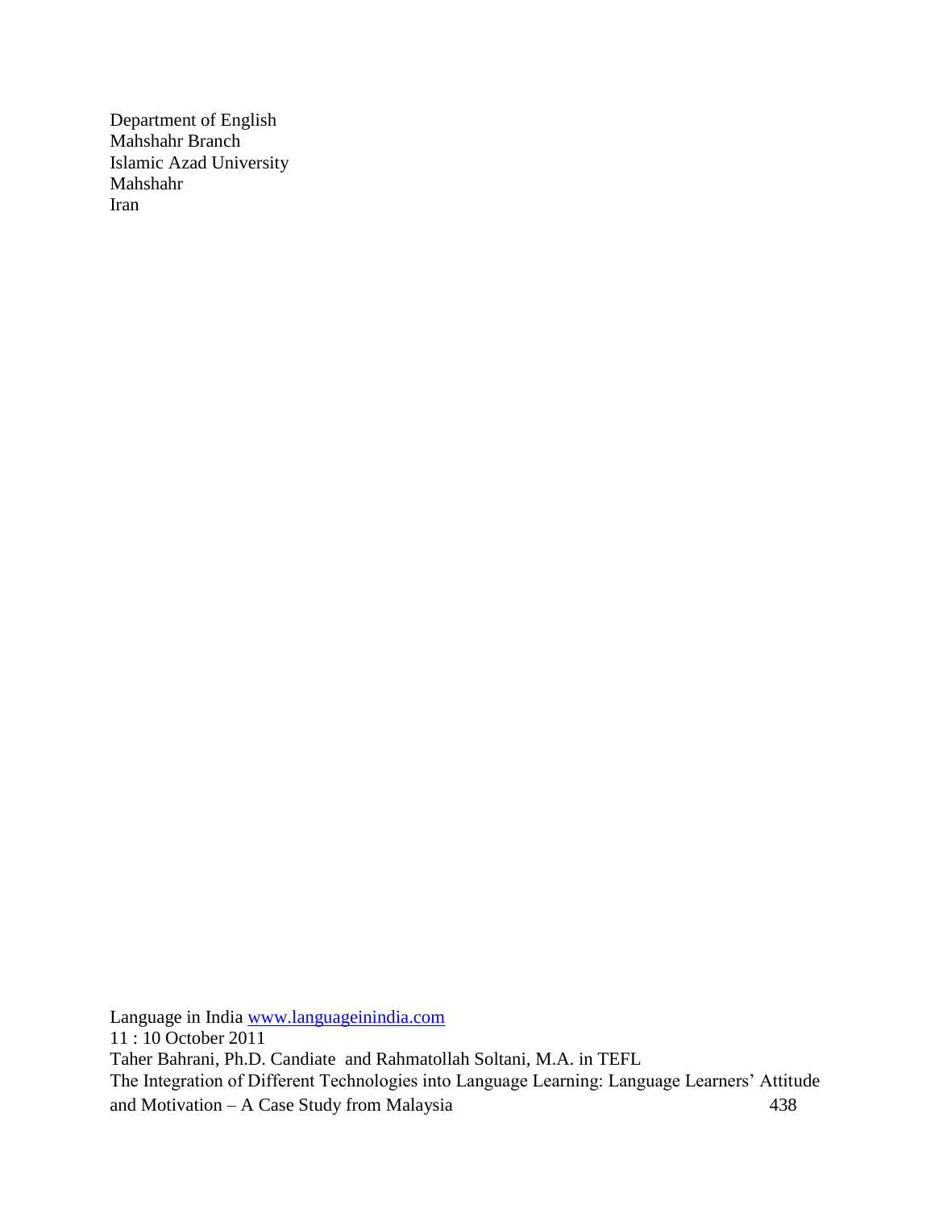Department of English
Mahshahr Branch
Islamic Azad University
Mahshahr
Iran